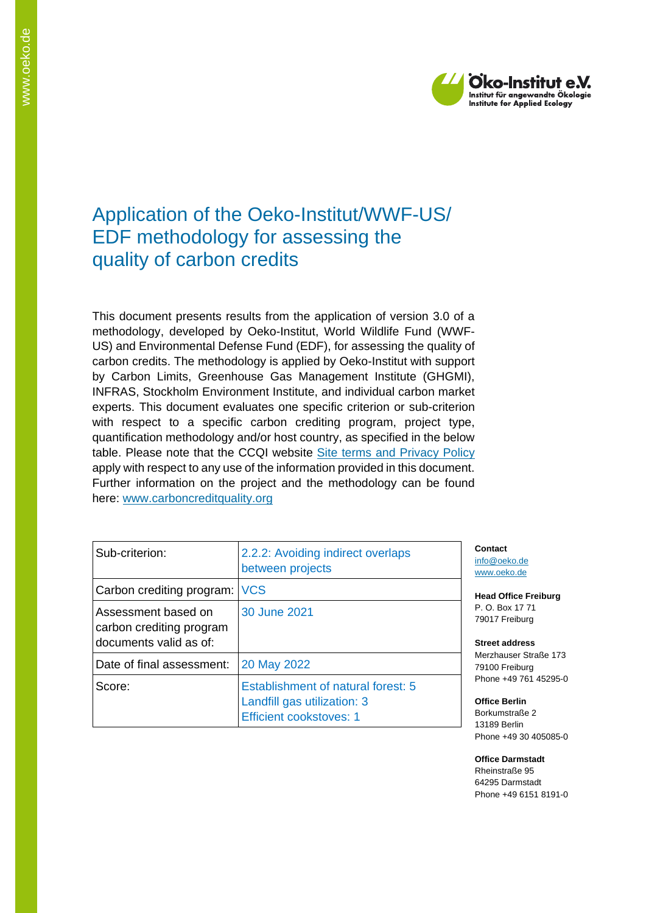Öko-Institut e.V.
Institut für angewandte Ökologie
Institute for Applied Ecology

# Application of the Oeko-Institut/WWF-US/ EDF methodology for assessing the quality of carbon credits

This document presents results from the application of version 3.0 of a methodology, developed by Oeko-Institut, World Wildlife Fund (WWF-US) and Environmental Defense Fund (EDF), for assessing the quality of carbon credits. The methodology is applied by Oeko-Institut with support by Carbon Limits, Greenhouse Gas Management Institute (GHGMI), INFRAS, Stockholm Environment Institute, and individual carbon market experts. This document evaluates one specific criterion or sub-criterion with respect to a specific carbon crediting program, project type, quantification methodology and/or host country, as specified in the below table. Please note that the CCQI website Site terms and Privacy Policy apply with respect to any use of the information provided in this document. Further information on the project and the methodology can be found here: www.carboncreditquality.org

| Sub-criterion: | 2.2.2: Avoiding indirect overlaps between projects |
|---|---|
| Carbon crediting program: | VCS |
| Assessment based on carbon crediting program documents valid as of: | 30 June 2021 |
| Date of final assessment: | 20 May 2022 |
| Score: | Establishment of natural forest: 5<br>Landfill gas utilization: 3<br>Efficient cookstoves: 1 |

**Contact**
info@oeko.de
www.oeko.de

**Head Office Freiburg**
P. O. Box 17 71
79017 Freiburg

**Street address**
Merzhauser Straße 173
79100 Freiburg
Phone +49 761 45295-0

**Office Berlin**
Borkumstraße 2
13189 Berlin
Phone +49 30 405085-0

**Office Darmstadt**
Rheinstraße 95
64295 Darmstadt
Phone +49 6151 8191-0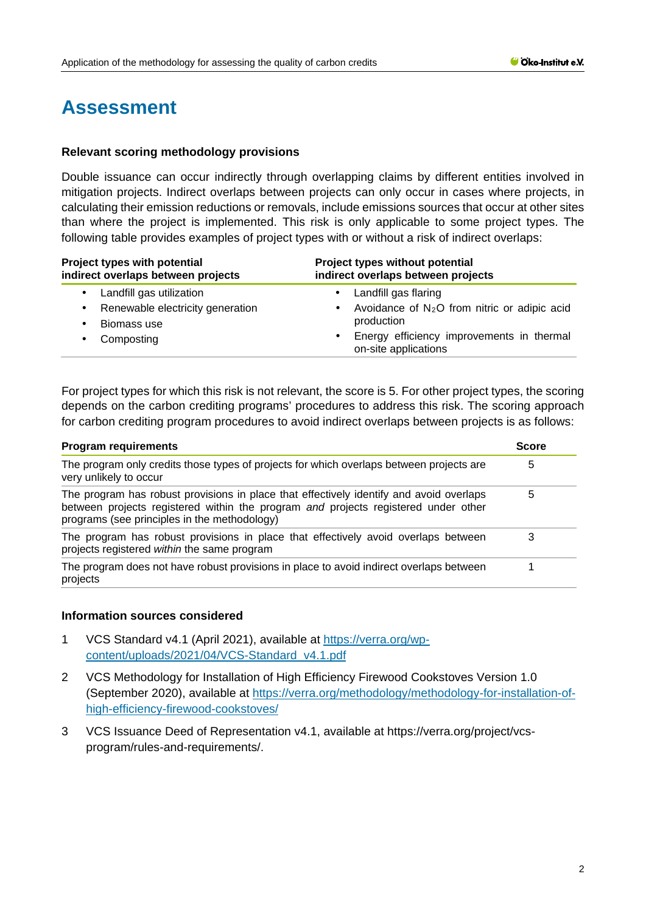# Assessment

### Relevant scoring methodology provisions

Double issuance can occur indirectly through overlapping claims by different entities involved in mitigation projects. Indirect overlaps between projects can only occur in cases where projects, in calculating their emission reductions or removals, include emissions sources that occur at other sites than where the project is implemented. This risk is only applicable to some project types. The following table provides examples of project types with or without a risk of indirect overlaps:

| Project types with potential indirect overlaps between projects | Project types without potential indirect overlaps between projects |
| --- | --- |
| • Landfill gas utilization<br>• Renewable electricity generation<br>• Biomass use<br>• Composting | • Landfill gas flaring<br>• Avoidance of $N_2O$ from nitric or adipic acid production<br>• Energy efficiency improvements in thermal on-site applications |

For project types for which this risk is not relevant, the score is 5. For other project types, the scoring depends on the carbon crediting programs' procedures to address this risk. The scoring approach for carbon crediting program procedures to avoid indirect overlaps between projects is as follows:

| Program requirements | Score |
| --- | --- |
| The program only credits those types of projects for which overlaps between projects are very unlikely to occur | 5 |
| The program has robust provisions in place that effectively identify and avoid overlaps between projects registered within the program *and* projects registered under other programs (see principles in the methodology) | 5 |
| The program has robust provisions in place that effectively avoid overlaps between projects registered *within* the same program | 3 |
| The program does not have robust provisions in place to avoid indirect overlaps between projects | 1 |

### Information sources considered

1. VCS Standard v4.1 (April 2021), available at https://verra.org/wp-content/uploads/2021/04/VCS-Standard_v4.1.pdf
2. VCS Methodology for Installation of High Efficiency Firewood Cookstoves Version 1.0 (September 2020), available at https://verra.org/methodology/methodology-for-installation-of-high-efficiency-firewood-cookstoves/
3. VCS Issuance Deed of Representation v4.1, available at https://verra.org/project/vcs-program/rules-and-requirements/.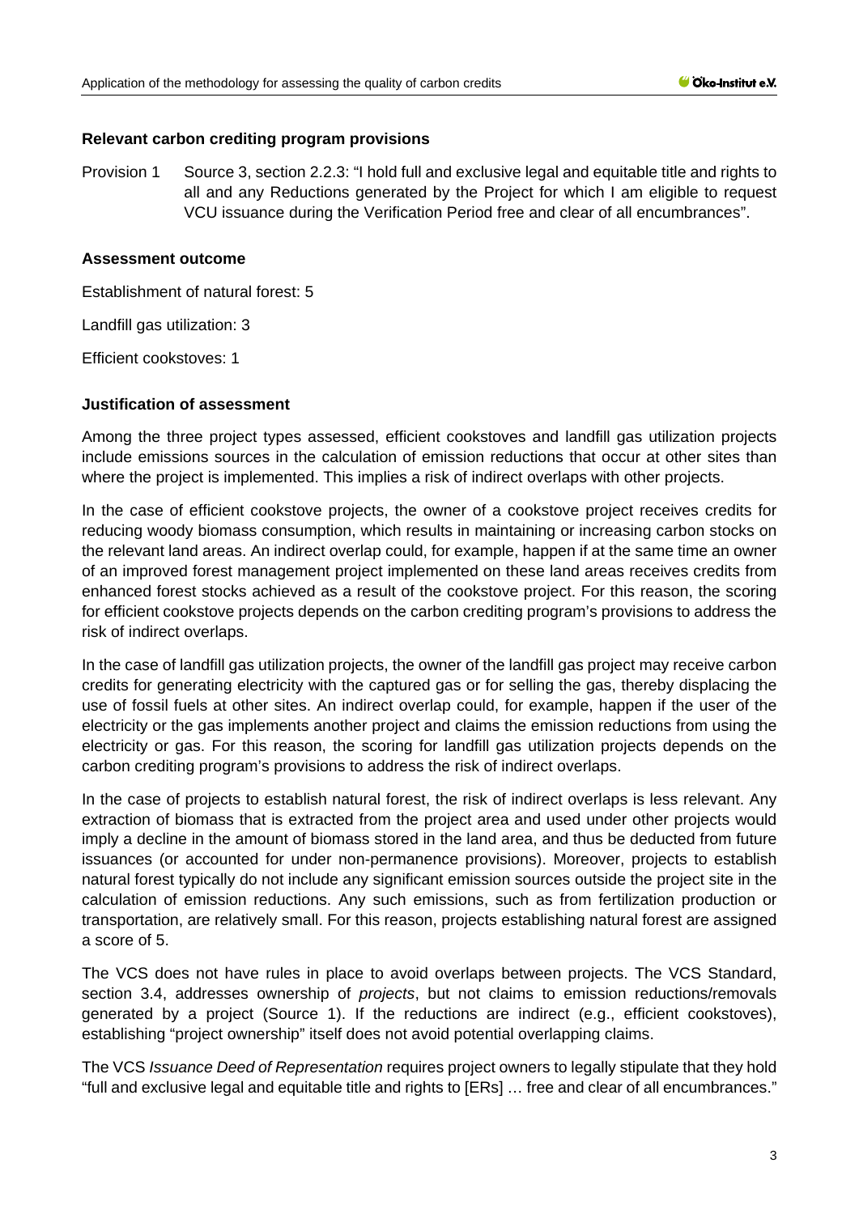**Relevant carbon crediting program provisions**

Provision 1 Source 3, section 2.2.3: "I hold full and exclusive legal and equitable title and rights to all and any Reductions generated by the Project for which I am eligible to request VCU issuance during the Verification Period free and clear of all encumbrances".

**Assessment outcome**

Establishment of natural forest: 5

Landfill gas utilization: 3

Efficient cookstoves: 1

**Justification of assessment**

Among the three project types assessed, efficient cookstoves and landfill gas utilization projects include emissions sources in the calculation of emission reductions that occur at other sites than where the project is implemented. This implies a risk of indirect overlaps with other projects.

In the case of efficient cookstove projects, the owner of a cookstove project receives credits for reducing woody biomass consumption, which results in maintaining or increasing carbon stocks on the relevant land areas. An indirect overlap could, for example, happen if at the same time an owner of an improved forest management project implemented on these land areas receives credits from enhanced forest stocks achieved as a result of the cookstove project. For this reason, the scoring for efficient cookstove projects depends on the carbon crediting program's provisions to address the risk of indirect overlaps.

In the case of landfill gas utilization projects, the owner of the landfill gas project may receive carbon credits for generating electricity with the captured gas or for selling the gas, thereby displacing the use of fossil fuels at other sites. An indirect overlap could, for example, happen if the user of the electricity or the gas implements another project and claims the emission reductions from using the electricity or gas. For this reason, the scoring for landfill gas utilization projects depends on the carbon crediting program's provisions to address the risk of indirect overlaps.

In the case of projects to establish natural forest, the risk of indirect overlaps is less relevant. Any extraction of biomass that is extracted from the project area and used under other projects would imply a decline in the amount of biomass stored in the land area, and thus be deducted from future issuances (or accounted for under non-permanence provisions). Moreover, projects to establish natural forest typically do not include any significant emission sources outside the project site in the calculation of emission reductions. Any such emissions, such as from fertilization production or transportation, are relatively small. For this reason, projects establishing natural forest are assigned a score of 5.

The VCS does not have rules in place to avoid overlaps between projects. The VCS Standard, section 3.4, addresses ownership of *projects*, but not claims to emission reductions/removals generated by a project (Source 1). If the reductions are indirect (e.g., efficient cookstoves), establishing "project ownership" itself does not avoid potential overlapping claims.

The VCS *Issuance Deed of Representation* requires project owners to legally stipulate that they hold "full and exclusive legal and equitable title and rights to [ERs] … free and clear of all encumbrances."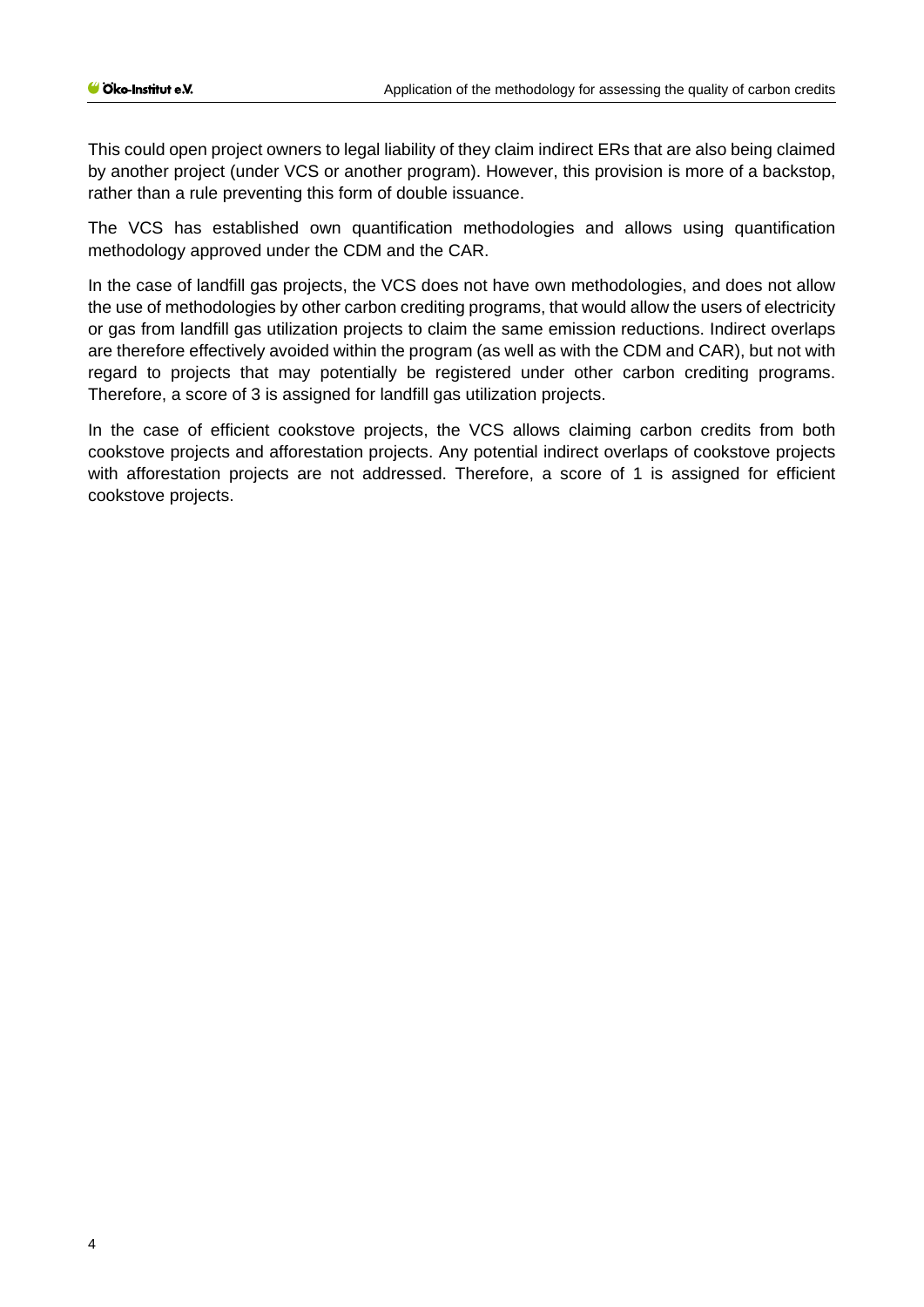This could open project owners to legal liability of they claim indirect ERs that are also being claimed by another project (under VCS or another program). However, this provision is more of a backstop, rather than a rule preventing this form of double issuance.

The VCS has established own quantification methodologies and allows using quantification methodology approved under the CDM and the CAR.

In the case of landfill gas projects, the VCS does not have own methodologies, and does not allow the use of methodologies by other carbon crediting programs, that would allow the users of electricity or gas from landfill gas utilization projects to claim the same emission reductions. Indirect overlaps are therefore effectively avoided within the program (as well as with the CDM and CAR), but not with regard to projects that may potentially be registered under other carbon crediting programs. Therefore, a score of 3 is assigned for landfill gas utilization projects.

In the case of efficient cookstove projects, the VCS allows claiming carbon credits from both cookstove projects and afforestation projects. Any potential indirect overlaps of cookstove projects with afforestation projects are not addressed. Therefore, a score of 1 is assigned for efficient cookstove projects.